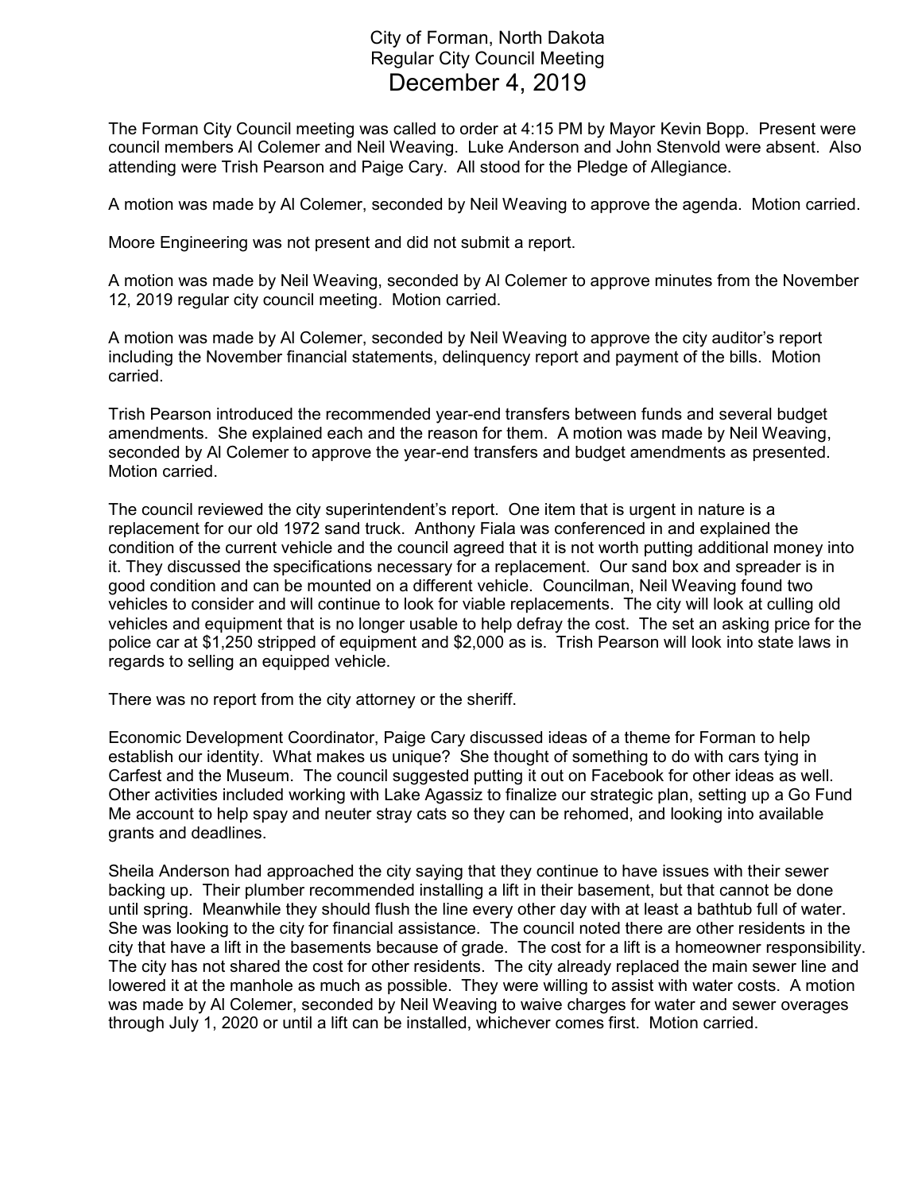# City of Forman, North Dakota
## Regular City Council Meeting
## December 4, 2019

The Forman City Council meeting was called to order at 4:15 PM by Mayor Kevin Bopp. Present were council members Al Colemer and Neil Weaving. Luke Anderson and John Stenvold were absent. Also attending were Trish Pearson and Paige Cary. All stood for the Pledge of Allegiance.

A motion was made by Al Colemer, seconded by Neil Weaving to approve the agenda. Motion carried.

Moore Engineering was not present and did not submit a report.

A motion was made by Neil Weaving, seconded by Al Colemer to approve minutes from the November 12, 2019 regular city council meeting. Motion carried.

A motion was made by Al Colemer, seconded by Neil Weaving to approve the city auditor's report including the November financial statements, delinquency report and payment of the bills. Motion carried.

Trish Pearson introduced the recommended year-end transfers between funds and several budget amendments. She explained each and the reason for them. A motion was made by Neil Weaving, seconded by Al Colemer to approve the year-end transfers and budget amendments as presented. Motion carried.

The council reviewed the city superintendent's report. One item that is urgent in nature is a replacement for our old 1972 sand truck. Anthony Fiala was conferenced in and explained the condition of the current vehicle and the council agreed that it is not worth putting additional money into it. They discussed the specifications necessary for a replacement. Our sand box and spreader is in good condition and can be mounted on a different vehicle. Councilman, Neil Weaving found two vehicles to consider and will continue to look for viable replacements. The city will look at culling old vehicles and equipment that is no longer usable to help defray the cost. The set an asking price for the police car at $1,250 stripped of equipment and $2,000 as is. Trish Pearson will look into state laws in regards to selling an equipped vehicle.

There was no report from the city attorney or the sheriff.

Economic Development Coordinator, Paige Cary discussed ideas of a theme for Forman to help establish our identity. What makes us unique? She thought of something to do with cars tying in Carfest and the Museum. The council suggested putting it out on Facebook for other ideas as well. Other activities included working with Lake Agassiz to finalize our strategic plan, setting up a Go Fund Me account to help spay and neuter stray cats so they can be rehomed, and looking into available grants and deadlines.

Sheila Anderson had approached the city saying that they continue to have issues with their sewer backing up. Their plumber recommended installing a lift in their basement, but that cannot be done until spring. Meanwhile they should flush the line every other day with at least a bathtub full of water. She was looking to the city for financial assistance. The council noted there are other residents in the city that have a lift in the basements because of grade. The cost for a lift is a homeowner responsibility. The city has not shared the cost for other residents. The city already replaced the main sewer line and lowered it at the manhole as much as possible. They were willing to assist with water costs. A motion was made by Al Colemer, seconded by Neil Weaving to waive charges for water and sewer overages through July 1, 2020 or until a lift can be installed, whichever comes first. Motion carried.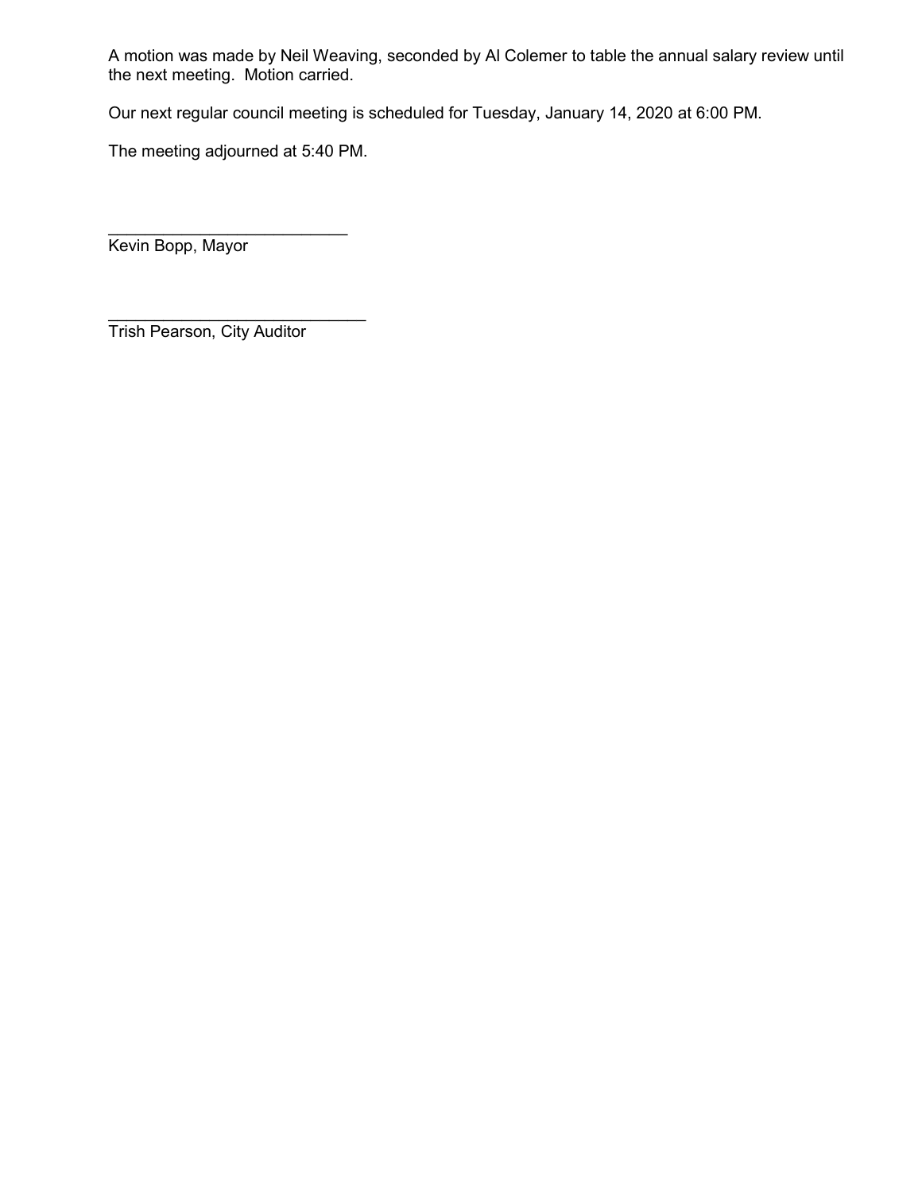A motion was made by Neil Weaving, seconded by Al Colemer to table the annual salary review until the next meeting. Motion carried.

Our next regular council meeting is scheduled for Tuesday, January 14, 2020 at 6:00 PM.

The meeting adjourned at 5:40 PM.

___________________________
Kevin Bopp, Mayor

_____________________________
Trish Pearson, City Auditor